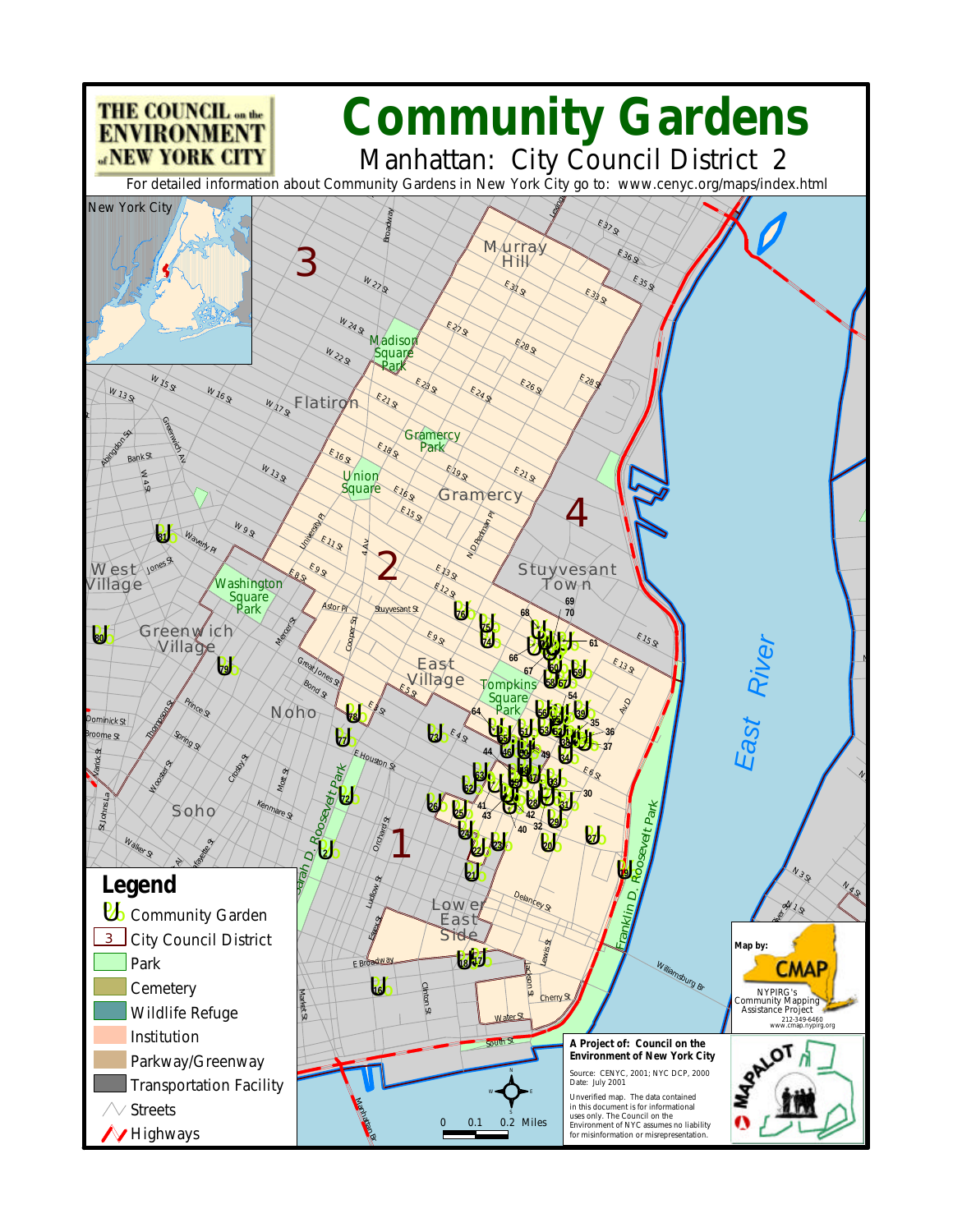THE COUNCIL on the ENVIRONMENT of NEW YORK CITY

# Community Gardens

## Manhattan: City Council District 2

For detailed information about Community Gardens in New York City go to: www.cenyc.org/maps/index.html

## Legend

- Community Garden
- City Council District
- Park
- Cemetery
- Wildlife Refuge
- Institution
- Parkway/Greenway
- Transportation Facility
- Streets
- Highways

Map by: CMAP
NYPIRG's Community Mapping Assistance Project
212-349-6460
www.cmap.nypirg.org

**A Project of: Council on the Environment of New York City**

Source: CENYC, 2001; NYC DCP, 2000
Date: July 2001

Unverified map. The data contained in this document is for informational uses only. The Council on the Environment of NYC assumes no liability for misinformation or misrepresentation.

0 0.1 0.2 Miles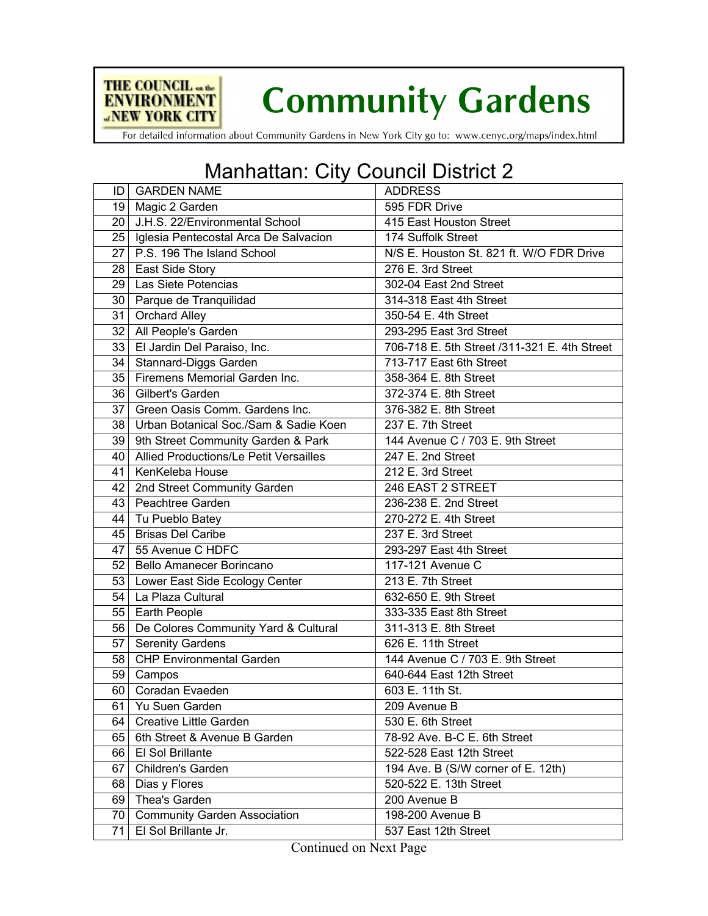**THE COUNCIL on the ENVIRONMENT of NEW YORK CITY**

# Community Gardens

For detailed information about Community Gardens in New York City go to: www.cenyc.org/maps/index.html

## Manhattan: City Council District 2

| ID | GARDEN NAME | ADDRESS |
|---|---|---|
| 19 | Magic 2 Garden | 595 FDR Drive |
| 20 | J.H.S. 22/Environmental School | 415 East Houston Street |
| 25 | Iglesia Pentecostal Arca De Salvacion | 174 Suffolk Street |
| 27 | P.S. 196 The Island School | N/S E. Houston St. 821 ft. W/O FDR Drive |
| 28 | East Side Story | 276 E. 3rd Street |
| 29 | Las Siete Potencias | 302-04 East 2nd Street |
| 30 | Parque de Tranquilidad | 314-318 East 4th Street |
| 31 | Orchard Alley | 350-54 E. 4th Street |
| 32 | All People's Garden | 293-295 East 3rd Street |
| 33 | El Jardin Del Paraiso, Inc. | 706-718 E. 5th Street /311-321 E. 4th Street |
| 34 | Stannard-Diggs Garden | 713-717 East 6th Street |
| 35 | Firemens Memorial Garden Inc. | 358-364 E. 8th Street |
| 36 | Gilbert's Garden | 372-374 E. 8th Street |
| 37 | Green Oasis Comm. Gardens Inc. | 376-382 E. 8th Street |
| 38 | Urban Botanical Soc./Sam & Sadie Koen | 237 E. 7th Street |
| 39 | 9th Street Community Garden & Park | 144 Avenue C / 703 E. 9th Street |
| 40 | Allied Productions/Le Petit Versailles | 247 E. 2nd Street |
| 41 | KenKeleba House | 212 E. 3rd Street |
| 42 | 2nd Street Community Garden | 246 EAST 2 STREET |
| 43 | Peachtree Garden | 236-238 E. 2nd Street |
| 44 | Tu Pueblo Batey | 270-272 E. 4th Street |
| 45 | Brisas Del Caribe | 237 E. 3rd Street |
| 47 | 55 Avenue C HDFC | 293-297 East 4th Street |
| 52 | Bello Amanecer Borincano | 117-121 Avenue C |
| 53 | Lower East Side Ecology Center | 213 E. 7th Street |
| 54 | La Plaza Cultural | 632-650 E. 9th Street |
| 55 | Earth People | 333-335 East 8th Street |
| 56 | De Colores Community Yard & Cultural | 311-313 E. 8th Street |
| 57 | Serenity Gardens | 626 E. 11th Street |
| 58 | CHP Environmental Garden | 144 Avenue C / 703 E. 9th Street |
| 59 | Campos | 640-644 East 12th Street |
| 60 | Coradan Evaeden | 603 E. 11th St. |
| 61 | Yu Suen Garden | 209 Avenue B |
| 64 | Creative Little Garden | 530 E. 6th Street |
| 65 | 6th Street & Avenue B Garden | 78-92 Ave. B-C E. 6th Street |
| 66 | El Sol Brillante | 522-528 East 12th Street |
| 67 | Children's Garden | 194 Ave. B (S/W corner of E. 12th) |
| 68 | Dias y Flores | 520-522 E. 13th Street |
| 69 | Thea's Garden | 200 Avenue B |
| 70 | Community Garden Association | 198-200 Avenue B |
| 71 | El Sol Brillante Jr. | 537 East 12th Street |

Continued on Next Page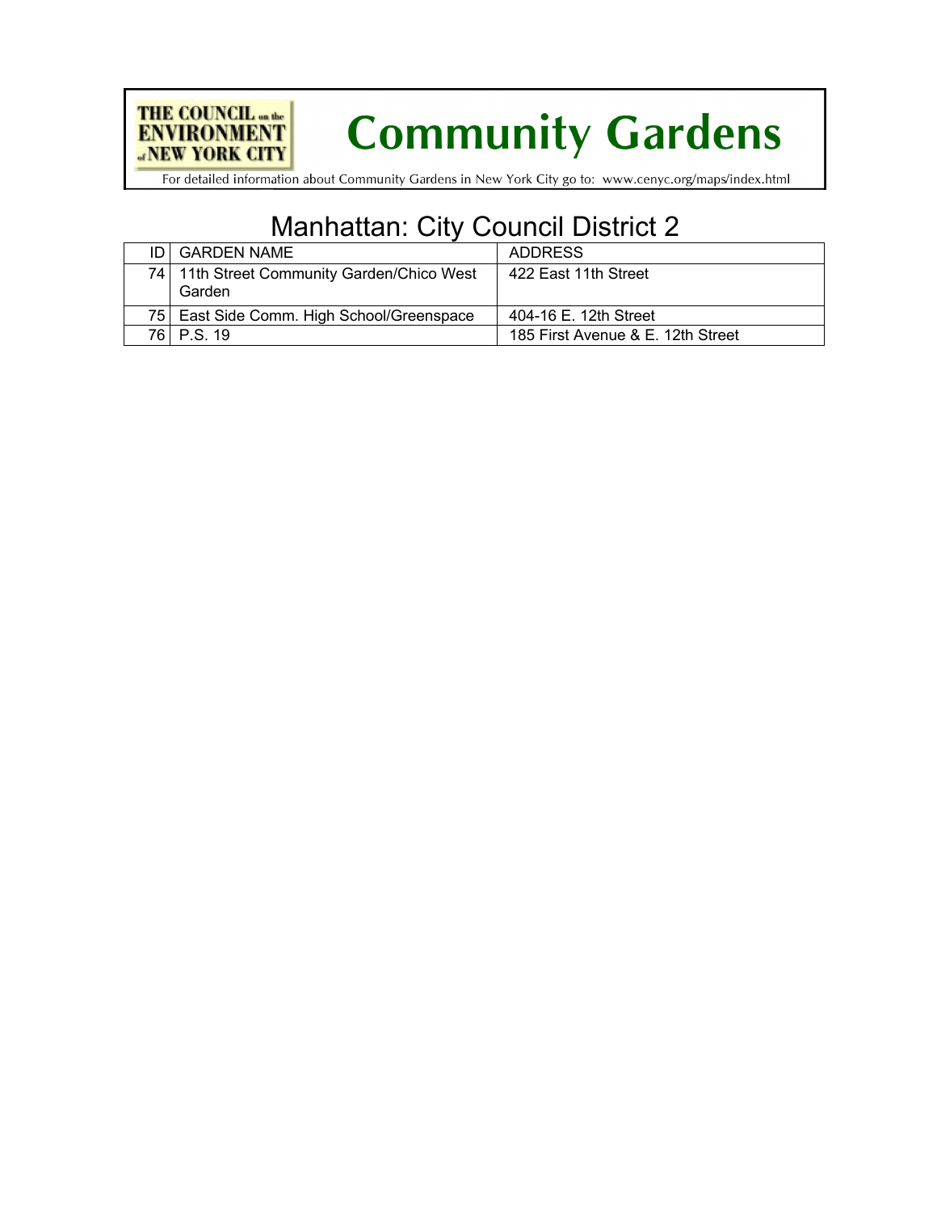THE COUNCIL on the ENVIRONMENT of NEW YORK CITY

# Community Gardens

For detailed information about Community Gardens in New York City go to: www.cenyc.org/maps/index.html

## Manhattan: City Council District 2

| ID | GARDEN NAME | ADDRESS |
|---|---|---|
| 74 | 11th Street Community Garden/Chico West Garden | 422 East 11th Street |
| 75 | East Side Comm. High School/Greenspace | 404-16 E. 12th Street |
| 76 | P.S. 19 | 185 First Avenue & E. 12th Street |